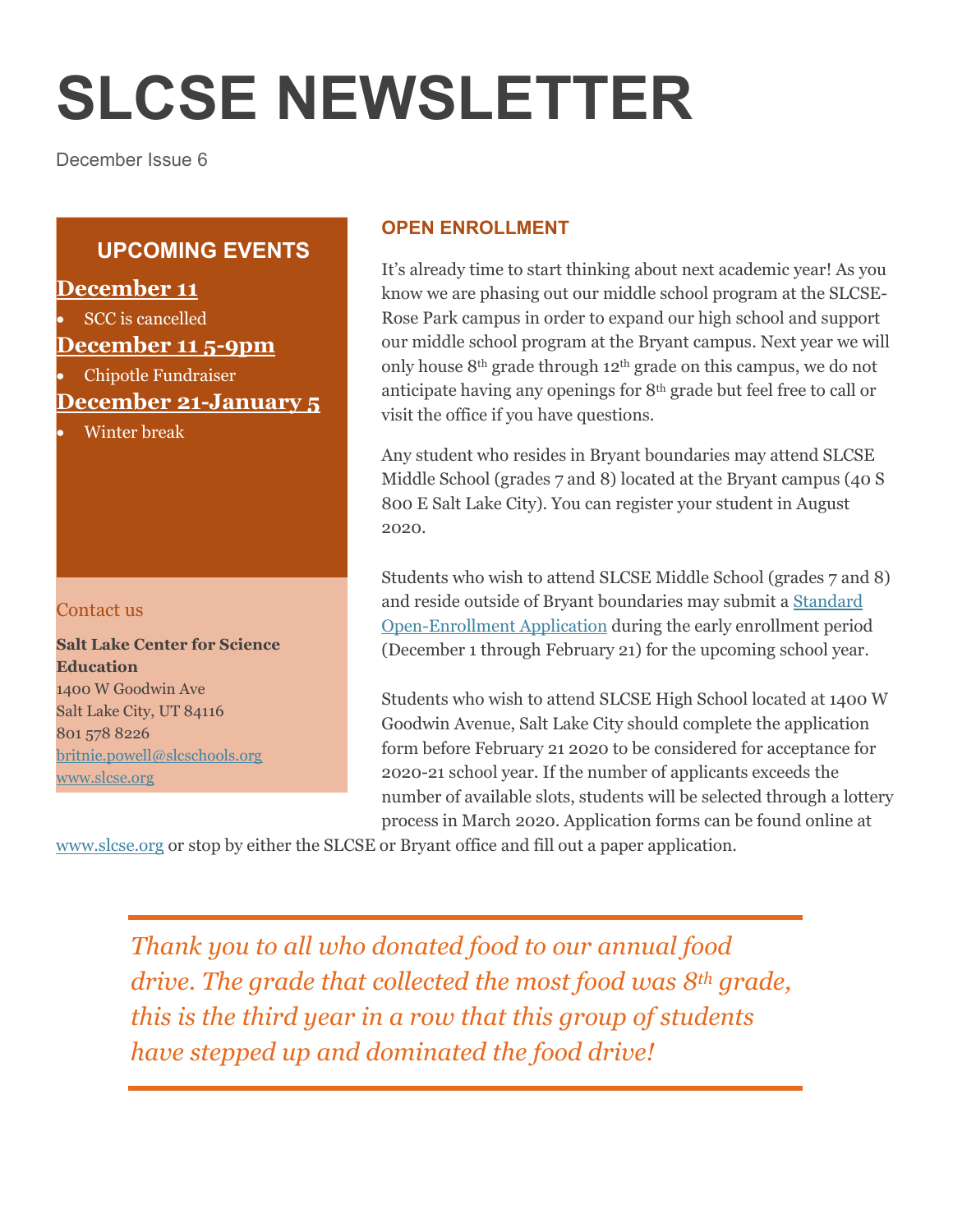# SLCSE NEWSLETTER

December Issue 6

## UPCOMING EVENTS

**December 11**

- SCC is cancelled

**December 11 5-9pm**

- Chipotle Fundraiser

**December 21-January 5**

- Winter break

### Contact us

**Salt Lake Center for Science Education**
1400 W Goodwin Ave
Salt Lake City, UT 84116
801 578 8226
britnie.powell@slcschools.org
www.slcse.org

## OPEN ENROLLMENT

It's already time to start thinking about next academic year! As you know we are phasing out our middle school program at the SLCSE-Rose Park campus in order to expand our high school and support our middle school program at the Bryant campus. Next year we will only house 8th grade through 12th grade on this campus, we do not anticipate having any openings for 8th grade but feel free to call or visit the office if you have questions.

Any student who resides in Bryant boundaries may attend SLCSE Middle School (grades 7 and 8) located at the Bryant campus (40 S 800 E Salt Lake City). You can register your student in August 2020.

Students who wish to attend SLCSE Middle School (grades 7 and 8) and reside outside of Bryant boundaries may submit a Standard Open-Enrollment Application during the early enrollment period (December 1 through February 21) for the upcoming school year.

Students who wish to attend SLCSE High School located at 1400 W Goodwin Avenue, Salt Lake City should complete the application form before February 21 2020 to be considered for acceptance for 2020-21 school year. If the number of applicants exceeds the number of available slots, students will be selected through a lottery process in March 2020. Application forms can be found online at www.slcse.org or stop by either the SLCSE or Bryant office and fill out a paper application.

*Thank you to all who donated food to our annual food drive. The grade that collected the most food was 8th grade, this is the third year in a row that this group of students have stepped up and dominated the food drive!*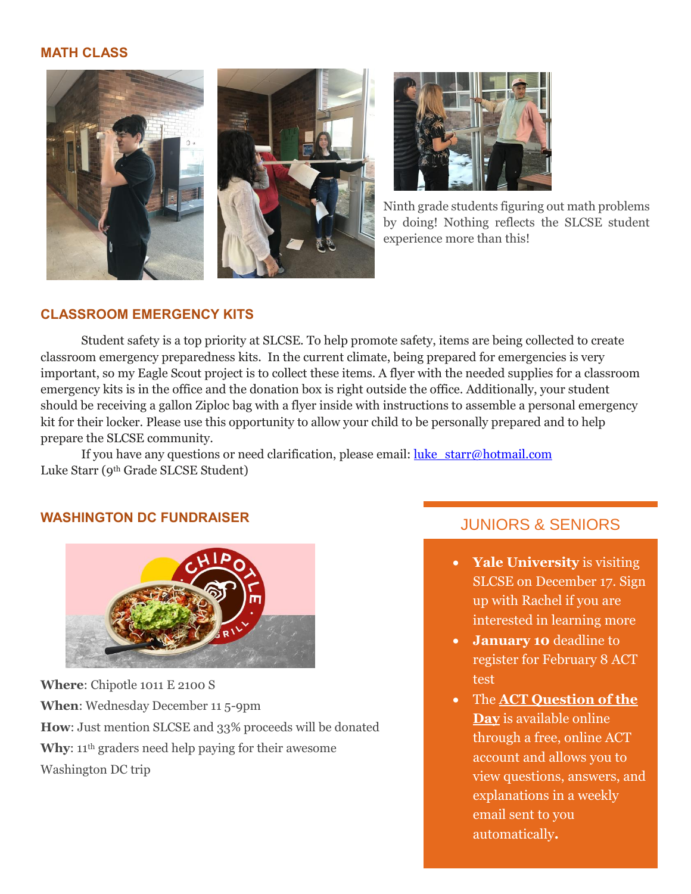## MATH CLASS

Ninth grade students figuring out math problems by doing! Nothing reflects the SLCSE student experience more than this!

## CLASSROOM EMERGENCY KITS

Student safety is a top priority at SLCSE. To help promote safety, items are being collected to create classroom emergency preparedness kits. In the current climate, being prepared for emergencies is very important, so my Eagle Scout project is to collect these items. A flyer with the needed supplies for a classroom emergency kits is in the office and the donation box is right outside the office. Additionally, your student should be receiving a gallon Ziploc bag with a flyer inside with instructions to assemble a personal emergency kit for their locker. Please use this opportunity to allow your child to be personally prepared and to help prepare the SLCSE community.

If you have any questions or need clarification, please email: luke_starr@hotmail.com
Luke Starr (9th Grade SLCSE Student)

## WASHINGTON DC FUNDRAISER

**Where**: Chipotle 1011 E 2100 S

**When**: Wednesday December 11 5-9pm

**How**: Just mention SLCSE and 33% proceeds will be donated

**Why**: 11th graders need help paying for their awesome Washington DC trip

## JUNIORS & SENIORS

- **Yale University** is visiting SLCSE on December 17. Sign up with Rachel if you are interested in learning more
- **January 10** deadline to register for February 8 ACT test
- The **ACT Question of the Day** is available online through a free, online ACT account and allows you to view questions, answers, and explanations in a weekly email sent to you automatically.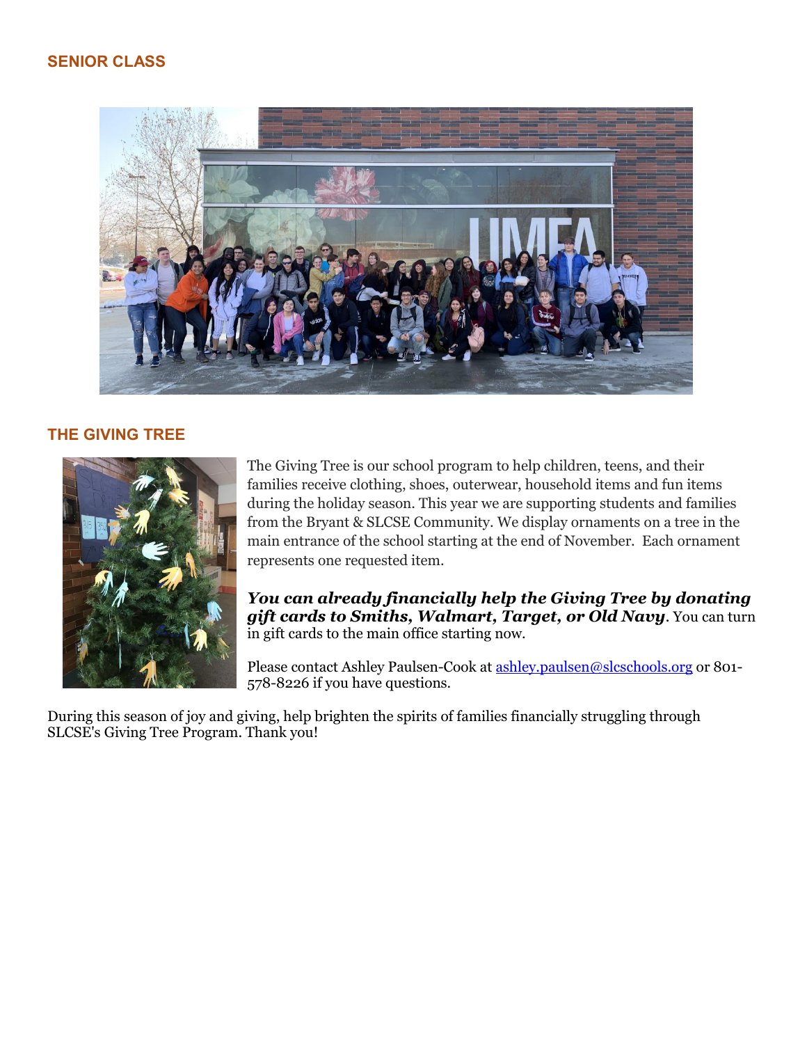## SENIOR CLASS

## THE GIVING TREE

The Giving Tree is our school program to help children, teens, and their families receive clothing, shoes, outerwear, household items and fun items during the holiday season. This year we are supporting students and families from the Bryant & SLCSE Community. We display ornaments on a tree in the main entrance of the school starting at the end of November. Each ornament represents one requested item.

***You can already financially help the Giving Tree by donating gift cards to Smiths, Walmart, Target, or Old Navy***. You can turn in gift cards to the main office starting now.

Please contact Ashley Paulsen-Cook at [ashley.paulsen@slcschools.org](mailto:ashley.paulsen@slcschools.org) or 801-578-8226 if you have questions.

During this season of joy and giving, help brighten the spirits of families financially struggling through SLCSE's Giving Tree Program. Thank you!